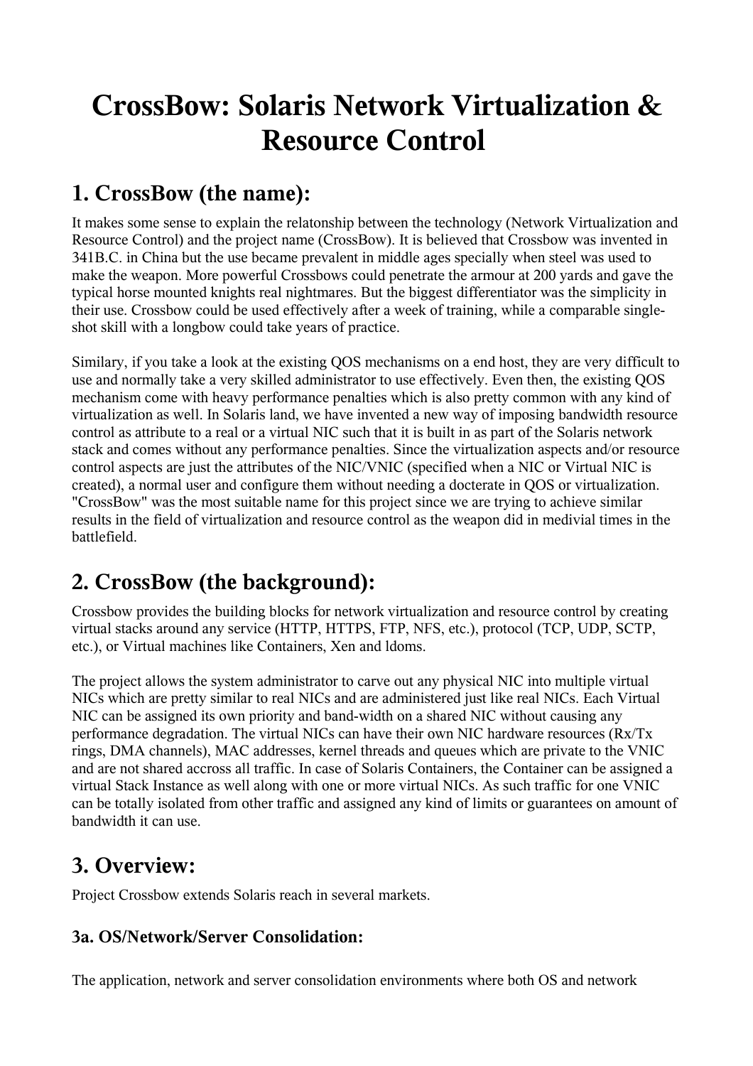# CrossBow: Solaris Network Virtualization & Resource Control

## 1. CrossBow (the name):

It makes some sense to explain the relatonship between the technology (Network Virtualization and Resource Control) and the project name (CrossBow). It is believed that Crossbow was invented in 341B.C. in China but the use became prevalent in middle ages specially when steel was used to make the weapon. More powerful Crossbows could penetrate the armour at 200 yards and gave the typical horse mounted knights real nightmares. But the biggest differentiator was the simplicity in their use. Crossbow could be used effectively after a week of training, while a comparable single-shot skill with a longbow could take years of practice.

Similary, if you take a look at the existing QOS mechanisms on a end host, they are very difficult to use and normally take a very skilled administrator to use effectively. Even then, the existing QOS mechanism come with heavy performance penalties which is also pretty common with any kind of virtualization as well. In Solaris land, we have invented a new way of imposing bandwidth resource control as attribute to a real or a virtual NIC such that it is built in as part of the Solaris network stack and comes without any performance penalties. Since the virtualization aspects and/or resource control aspects are just the attributes of the NIC/VNIC (specified when a NIC or Virtual NIC is created), a normal user and configure them without needing a docterate in QOS or virtualization. "CrossBow" was the most suitable name for this project since we are trying to achieve similar results in the field of virtualization and resource control as the weapon did in medivial times in the battlefield.

## 2. CrossBow (the background):

Crossbow provides the building blocks for network virtualization and resource control by creating virtual stacks around any service (HTTP, HTTPS, FTP, NFS, etc.), protocol (TCP, UDP, SCTP, etc.), or Virtual machines like Containers, Xen and ldoms.

The project allows the system administrator to carve out any physical NIC into multiple virtual NICs which are pretty similar to real NICs and are administered just like real NICs. Each Virtual NIC can be assigned its own priority and band-width on a shared NIC without causing any performance degradation. The virtual NICs can have their own NIC hardware resources (Rx/Tx rings, DMA channels), MAC addresses, kernel threads and queues which are private to the VNIC and are not shared accross all traffic. In case of Solaris Containers, the Container can be assigned a virtual Stack Instance as well along with one or more virtual NICs. As such traffic for one VNIC can be totally isolated from other traffic and assigned any kind of limits or guarantees on amount of bandwidth it can use.

## 3. Overview:

Project Crossbow extends Solaris reach in several markets.

### 3a. OS/Network/Server Consolidation:

The application, network and server consolidation environments where both OS and network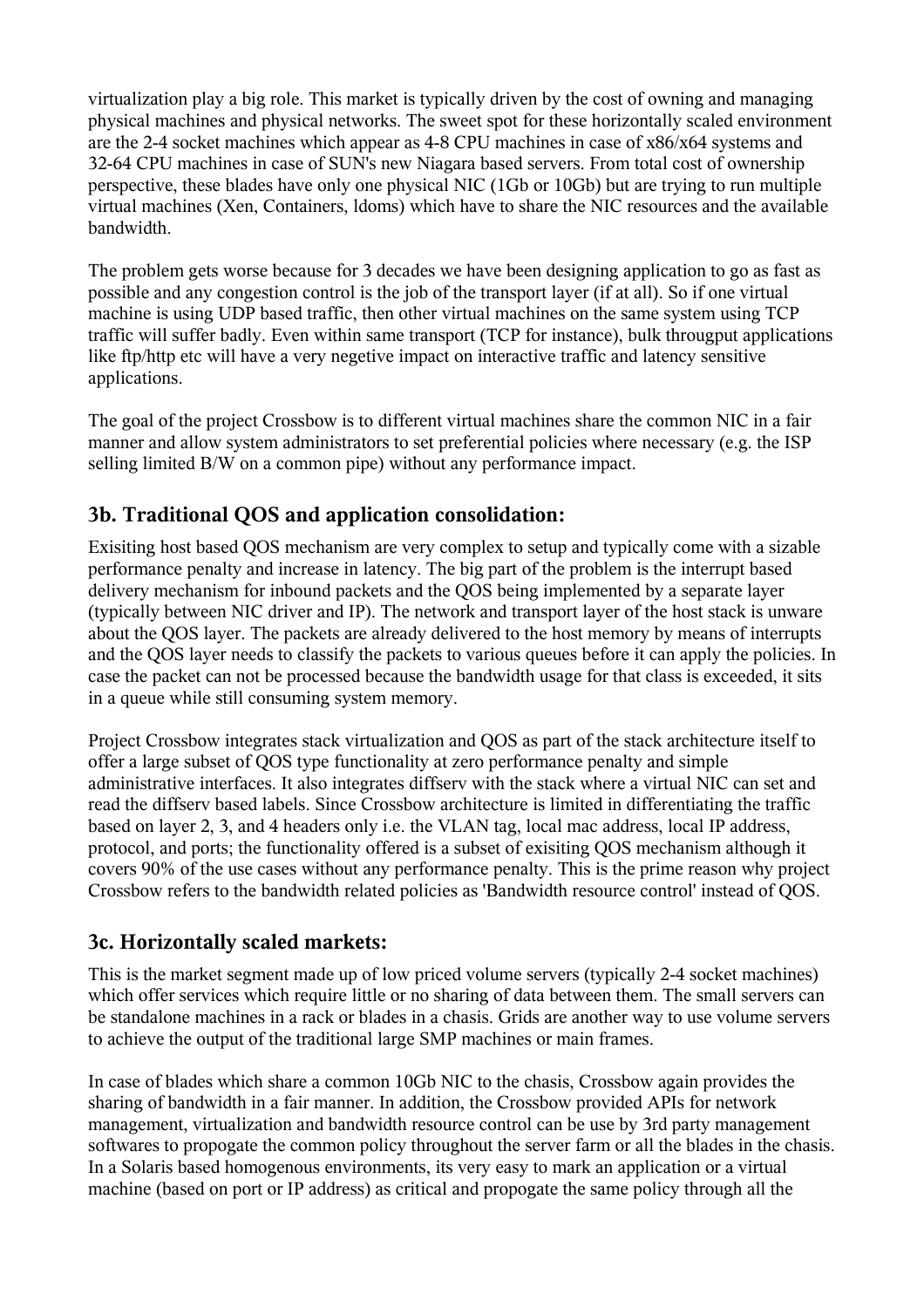virtualization play a big role. This market is typically driven by the cost of owning and managing physical machines and physical networks. The sweet spot for these horizontally scaled environment are the 2-4 socket machines which appear as 4-8 CPU machines in case of x86/x64 systems and 32-64 CPU machines in case of SUN's new Niagara based servers. From total cost of ownership perspective, these blades have only one physical NIC (1Gb or 10Gb) but are trying to run multiple virtual machines (Xen, Containers, ldoms) which have to share the NIC resources and the available bandwidth.

The problem gets worse because for 3 decades we have been designing application to go as fast as possible and any congestion control is the job of the transport layer (if at all). So if one virtual machine is using UDP based traffic, then other virtual machines on the same system using TCP traffic will suffer badly. Even within same transport (TCP for instance), bulk througput applications like ftp/http etc will have a very negetive impact on interactive traffic and latency sensitive applications.

The goal of the project Crossbow is to different virtual machines share the common NIC in a fair manner and allow system administrators to set preferential policies where necessary (e.g. the ISP selling limited B/W on a common pipe) without any performance impact.

### 3b. Traditional QOS and application consolidation:

Exisiting host based QOS mechanism are very complex to setup and typically come with a sizable performance penalty and increase in latency. The big part of the problem is the interrupt based delivery mechanism for inbound packets and the QOS being implemented by a separate layer (typically between NIC driver and IP). The network and transport layer of the host stack is unware about the QOS layer. The packets are already delivered to the host memory by means of interrupts and the QOS layer needs to classify the packets to various queues before it can apply the policies. In case the packet can not be processed because the bandwidth usage for that class is exceeded, it sits in a queue while still consuming system memory.

Project Crossbow integrates stack virtualization and QOS as part of the stack architecture itself to offer a large subset of QOS type functionality at zero performance penalty and simple administrative interfaces. It also integrates diffserv with the stack where a virtual NIC can set and read the diffserv based labels. Since Crossbow architecture is limited in differentiating the traffic based on layer 2, 3, and 4 headers only i.e. the VLAN tag, local mac address, local IP address, protocol, and ports; the functionality offered is a subset of exisiting QOS mechanism although it covers 90% of the use cases without any performance penalty. This is the prime reason why project Crossbow refers to the bandwidth related policies as 'Bandwidth resource control' instead of QOS.

### 3c. Horizontally scaled markets:

This is the market segment made up of low priced volume servers (typically 2-4 socket machines) which offer services which require little or no sharing of data between them. The small servers can be standalone machines in a rack or blades in a chasis. Grids are another way to use volume servers to achieve the output of the traditional large SMP machines or main frames.

In case of blades which share a common 10Gb NIC to the chasis, Crossbow again provides the sharing of bandwidth in a fair manner. In addition, the Crossbow provided APIs for network management, virtualization and bandwidth resource control can be use by 3rd party management softwares to propogate the common policy throughout the server farm or all the blades in the chasis. In a Solaris based homogenous environments, its very easy to mark an application or a virtual machine (based on port or IP address) as critical and propogate the same policy through all the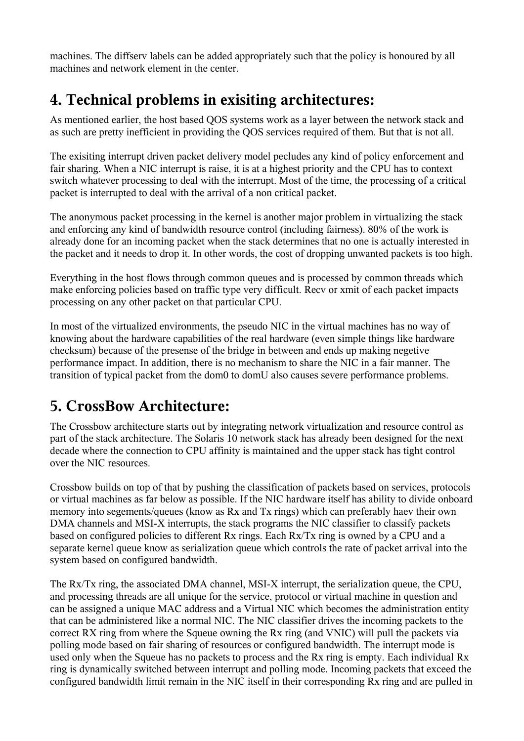machines. The diffserv labels can be added appropriately such that the policy is honoured by all machines and network element in the center.

## 4. Technical problems in exisiting architectures:

As mentioned earlier, the host based QOS systems work as a layer between the network stack and as such are pretty inefficient in providing the QOS services required of them. But that is not all.

The exisiting interrupt driven packet delivery model pecludes any kind of policy enforcement and fair sharing. When a NIC interrupt is raise, it is at a highest priority and the CPU has to context switch whatever processing to deal with the interrupt. Most of the time, the processing of a critical packet is interrupted to deal with the arrival of a non critical packet.

The anonymous packet processing in the kernel is another major problem in virtualizing the stack and enforcing any kind of bandwidth resource control (including fairness). 80% of the work is already done for an incoming packet when the stack determines that no one is actually interested in the packet and it needs to drop it. In other words, the cost of dropping unwanted packets is too high.

Everything in the host flows through common queues and is processed by common threads which make enforcing policies based on traffic type very difficult. Recv or xmit of each packet impacts processing on any other packet on that particular CPU.

In most of the virtualized environments, the pseudo NIC in the virtual machines has no way of knowing about the hardware capabilities of the real hardware (even simple things like hardware checksum) because of the presense of the bridge in between and ends up making negetive performance impact. In addition, there is no mechanism to share the NIC in a fair manner. The transition of typical packet from the dom0 to domU also causes severe performance problems.

## 5. CrossBow Architecture:

The Crossbow architecture starts out by integrating network virtualization and resource control as part of the stack architecture. The Solaris 10 network stack has already been designed for the next decade where the connection to CPU affinity is maintained and the upper stack has tight control over the NIC resources.

Crossbow builds on top of that by pushing the classification of packets based on services, protocols or virtual machines as far below as possible. If the NIC hardware itself has ability to divide onboard memory into segements/queues (know as Rx and Tx rings) which can preferably haev their own DMA channels and MSI-X interrupts, the stack programs the NIC classifier to classify packets based on configured policies to different Rx rings. Each Rx/Tx ring is owned by a CPU and a separate kernel queue know as serialization queue which controls the rate of packet arrival into the system based on configured bandwidth.

The Rx/Tx ring, the associated DMA channel, MSI-X interrupt, the serialization queue, the CPU, and processing threads are all unique for the service, protocol or virtual machine in question and can be assigned a unique MAC address and a Virtual NIC which becomes the administration entity that can be administered like a normal NIC. The NIC classifier drives the incoming packets to the correct RX ring from where the Squeue owning the Rx ring (and VNIC) will pull the packets via polling mode based on fair sharing of resources or configured bandwidth. The interrupt mode is used only when the Squeue has no packets to process and the Rx ring is empty. Each individual Rx ring is dynamically switched between interrupt and polling mode. Incoming packets that exceed the configured bandwidth limit remain in the NIC itself in their corresponding Rx ring and are pulled in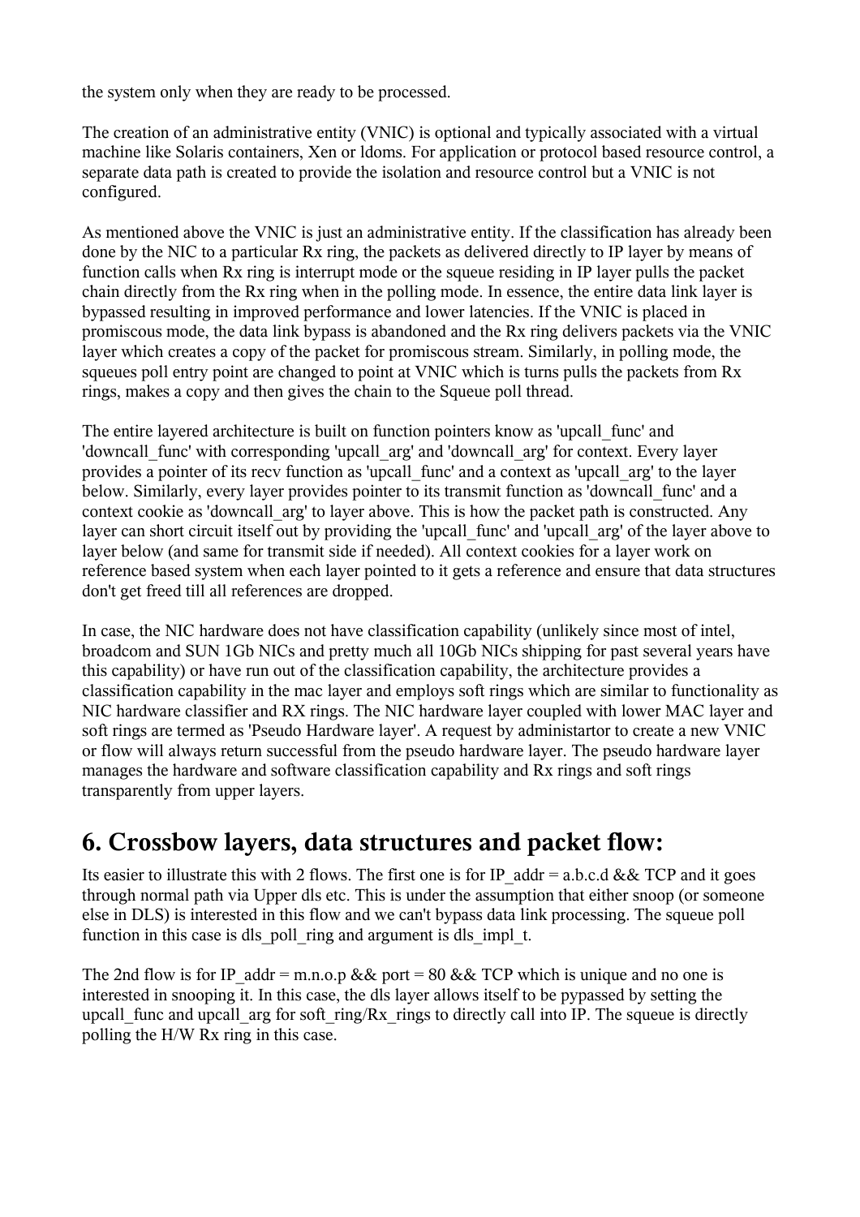the system only when they are ready to be processed.

The creation of an administrative entity (VNIC) is optional and typically associated with a virtual machine like Solaris containers, Xen or ldoms. For application or protocol based resource control, a separate data path is created to provide the isolation and resource control but a VNIC is not configured.

As mentioned above the VNIC is just an administrative entity. If the classification has already been done by the NIC to a particular Rx ring, the packets as delivered directly to IP layer by means of function calls when Rx ring is interrupt mode or the squeue residing in IP layer pulls the packet chain directly from the Rx ring when in the polling mode. In essence, the entire data link layer is bypassed resulting in improved performance and lower latencies. If the VNIC is placed in promiscous mode, the data link bypass is abandoned and the Rx ring delivers packets via the VNIC layer which creates a copy of the packet for promiscous stream. Similarly, in polling mode, the squeues poll entry point are changed to point at VNIC which is turns pulls the packets from Rx rings, makes a copy and then gives the chain to the Squeue poll thread.

The entire layered architecture is built on function pointers know as 'upcall_func' and 'downcall_func' with corresponding 'upcall_arg' and 'downcall_arg' for context. Every layer provides a pointer of its recv function as 'upcall_func' and a context as 'upcall_arg' to the layer below. Similarly, every layer provides pointer to its transmit function as 'downcall_func' and a context cookie as 'downcall_arg' to layer above. This is how the packet path is constructed. Any layer can short circuit itself out by providing the 'upcall_func' and 'upcall_arg' of the layer above to layer below (and same for transmit side if needed). All context cookies for a layer work on reference based system when each layer pointed to it gets a reference and ensure that data structures don't get freed till all references are dropped.

In case, the NIC hardware does not have classification capability (unlikely since most of intel, broadcom and SUN 1Gb NICs and pretty much all 10Gb NICs shipping for past several years have this capability) or have run out of the classification capability, the architecture provides a classification capability in the mac layer and employs soft rings which are similar to functionality as NIC hardware classifier and RX rings. The NIC hardware layer coupled with lower MAC layer and soft rings are termed as 'Pseudo Hardware layer'. A request by administartor to create a new VNIC or flow will always return successful from the pseudo hardware layer. The pseudo hardware layer manages the hardware and software classification capability and Rx rings and soft rings transparently from upper layers.

## 6. Crossbow layers, data structures and packet flow:

Its easier to illustrate this with 2 flows. The first one is for IP_addr = a.b.c.d && TCP and it goes through normal path via Upper dls etc. This is under the assumption that either snoop (or someone else in DLS) is interested in this flow and we can't bypass data link processing. The squeue poll function in this case is dls_poll_ring and argument is dls_impl_t.

The 2nd flow is for IP_addr = m.n.o.p && port = 80 && TCP which is unique and no one is interested in snooping it. In this case, the dls layer allows itself to be pypassed by setting the upcall_func and upcall_arg for soft_ring/Rx_rings to directly call into IP. The squeue is directly polling the H/W Rx ring in this case.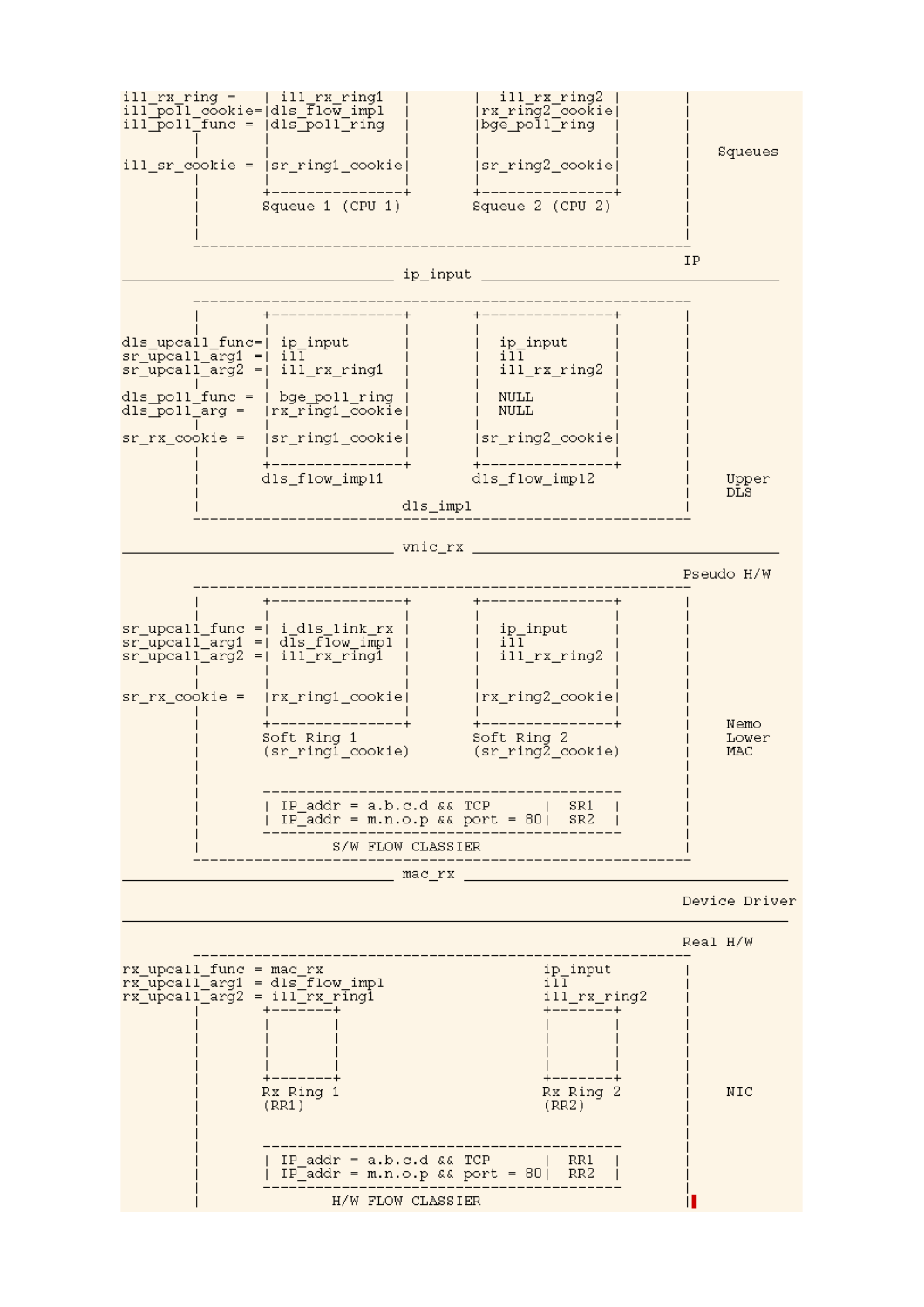```
ill_rx_ring =    | ill_rx_ring1    |         |  ill_rx_ring2 |         |
ill_poll_cookie=|dls_flow_impl    |         |rx_ring2_cookie|         |
ill_poll_func = |dls_poll_ring    |         |bge_poll_ring  |         |
          |     |                 |         |               |         |
          |     |                 |         |               |         |    Squeues
ill_sr_cookie = |sr_ring1_cookie|           |sr_ring2_cookie|         |
          |     |                 |         |               |         |
          |     +-----------------+         +---------------+         |
          |        Squeue 1  (CPU 1)        Squeue 2  (CPU 2)         |
          |                                                           |
          |                                                           |
          -------------------------------------------------------------
                                                                     IP
________________________________ ip_input ___________________________________

          -------------------------------------------------------------
          |     +-----------------+         +---------------+         |
          |     |                 |         |               |         |
dls_upcall_func=|  ip_input       |         |  ip_input     |         |
sr_upcall_arg1 =|  ill            |         |  ill          |         |
sr_upcall_arg2 =|  ill_rx_ring1   |         |  ill_rx_ring2 |         |
          |     |                 |         |               |         |
dls_poll_func = |  bge_poll_ring  |         |  NULL         |         |
dls_poll_arg =  |rx_ring1_cookie|           |  NULL         |         |
          |     |                 |         |               |         |
sr_rx_cookie =  |sr_ring1_cookie|           |sr_ring2_cookie|         |
          |     |                 |         |               |         |
          |     +-----------------+         +---------------+         |
          |        dls_flow_impl1           dls_flow_impl2            |    Upper
          |                                                           |    DLS
          |                      dls_impl                             |
          -------------------------------------------------------------

________________________________ vnic_rx ____________________________________

                                                                     Pseudo H/W
          -------------------------------------------------------------
          |     +-----------------+         +---------------+         |
          |     |                 |         |               |         |
sr_upcall_func =|  i_dls_link_rx  |         |  ip_input     |         |
sr_upcall_arg1 =|  dls_flow_impl  |         |  ill          |         |
sr_upcall_arg2 =|  ill_rx_ring1   |         |  ill_rx_ring2 |         |
          |     |                 |         |               |         |
          |     |                 |         |               |         |
sr_rx_cookie =  |rx_ring1_cookie|           |rx_ring2_cookie|         |
          |     |                 |         |               |         |
          |     +-----------------+         +---------------+         |    Nemo
          |        Soft Ring 1              Soft Ring 2               |    Lower
          |        (sr_ring1_cookie)        (sr_ring2_cookie)         |    MAC
          |                                                           |
          |                                                           |
          |     ------------------------------------------------      |
          |     |  IP_addr = a.b.c.d && TCP         |   SR1    |      |
          |     |  IP_addr = m.n.o.p && port = 80|   SR2    |      |
          |     ------------------------------------------------      |
          |                S/W FLOW CLASSIER                          |
          -------------------------------------------------------------
________________________________ mac_rx ______________________________________

                                                                     Device Driver
______________________________________________________________________________

                                                                     Real H/W
          -------------------------------------------------------------
rx_upcall_func = mac_rx                                  ip_input             |
rx_upcall_arg1 = dls_flow_impl                           ill                  |
rx_upcall_arg2 = ill_rx_ring1                            ill_rx_ring2         |
          |     +--------+                          +--------+                |
          |     |        |                          |        |                |
          |     |        |                          |        |                |
          |     |        |                          |        |                |
          |     |        |                          |        |                |
          |     +--------+                          +--------+                |
          |     Rx Ring 1                           Rx Ring 2                 |    NIC
          |     (RR1)                               (RR2)                     |
          |                                                                   |
          |                                                                   |
          |     ------------------------------------------------              |
          |     |  IP_addr = a.b.c.d && TCP         |   RR1    |              |
          |     |  IP_addr = m.n.o.p && port = 80|   RR2    |              |
          |     ------------------------------------------------              |
          |                H/W FLOW CLASSIER                                  |
```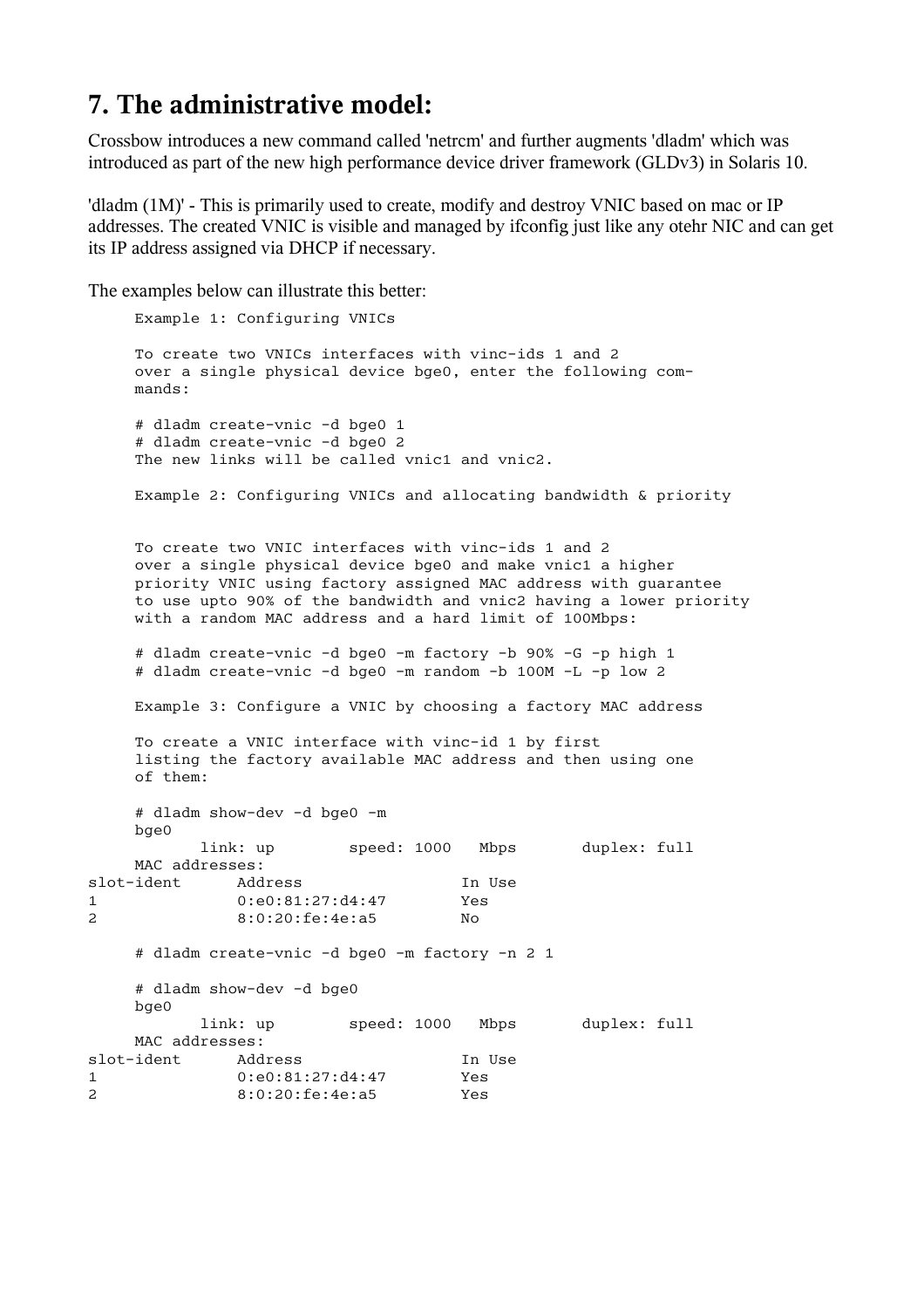## 7. The administrative model:

Crossbow introduces a new command called 'netrcm' and further augments 'dladm' which was introduced as part of the new high performance device driver framework (GLDv3) in Solaris 10.

'dladm (1M)' - This is primarily used to create, modify and destroy VNIC based on mac or IP addresses. The created VNIC is visible and managed by ifconfig just like any otehr NIC and can get its IP address assigned via DHCP if necessary.

The examples below can illustrate this better:

```
     Example 1: Configuring VNICs

     To create two VNICs interfaces with vinc-ids 1 and 2
     over a single physical device bge0, enter the following com-
     mands:

     # dladm create-vnic -d bge0 1
     # dladm create-vnic -d bge0 2
     The new links will be called vnic1 and vnic2.

     Example 2: Configuring VNICs and allocating bandwidth & priority


     To create two VNIC interfaces with vinc-ids 1 and 2
     over a single physical device bge0 and make vnic1 a higher
     priority VNIC using factory assigned MAC address with guarantee
     to use upto 90% of the bandwidth and vnic2 having a lower priority
     with a random MAC address and a hard limit of 100Mbps:

     # dladm create-vnic -d bge0 -m factory -b 90% -G -p high 1
     # dladm create-vnic -d bge0 -m random -b 100M -L -p low 2

     Example 3: Configure a VNIC by choosing a factory MAC address

     To create a VNIC interface with vinc-id 1 by first
     listing the factory available MAC address and then using one
     of them:

     # dladm show-dev -d bge0 -m
     bge0
            link: up        speed: 1000   Mbps       duplex: full
     MAC addresses:
slot-ident      Address                 In Use
1               0:e0:81:27:d4:47        Yes
2               8:0:20:fe:4e:a5         No

     # dladm create-vnic -d bge0 -m factory -n 2 1

     # dladm show-dev -d bge0
     bge0
            link: up        speed: 1000   Mbps       duplex: full
     MAC addresses:
slot-ident      Address                 In Use
1               0:e0:81:27:d4:47        Yes
2               8:0:20:fe:4e:a5         Yes
```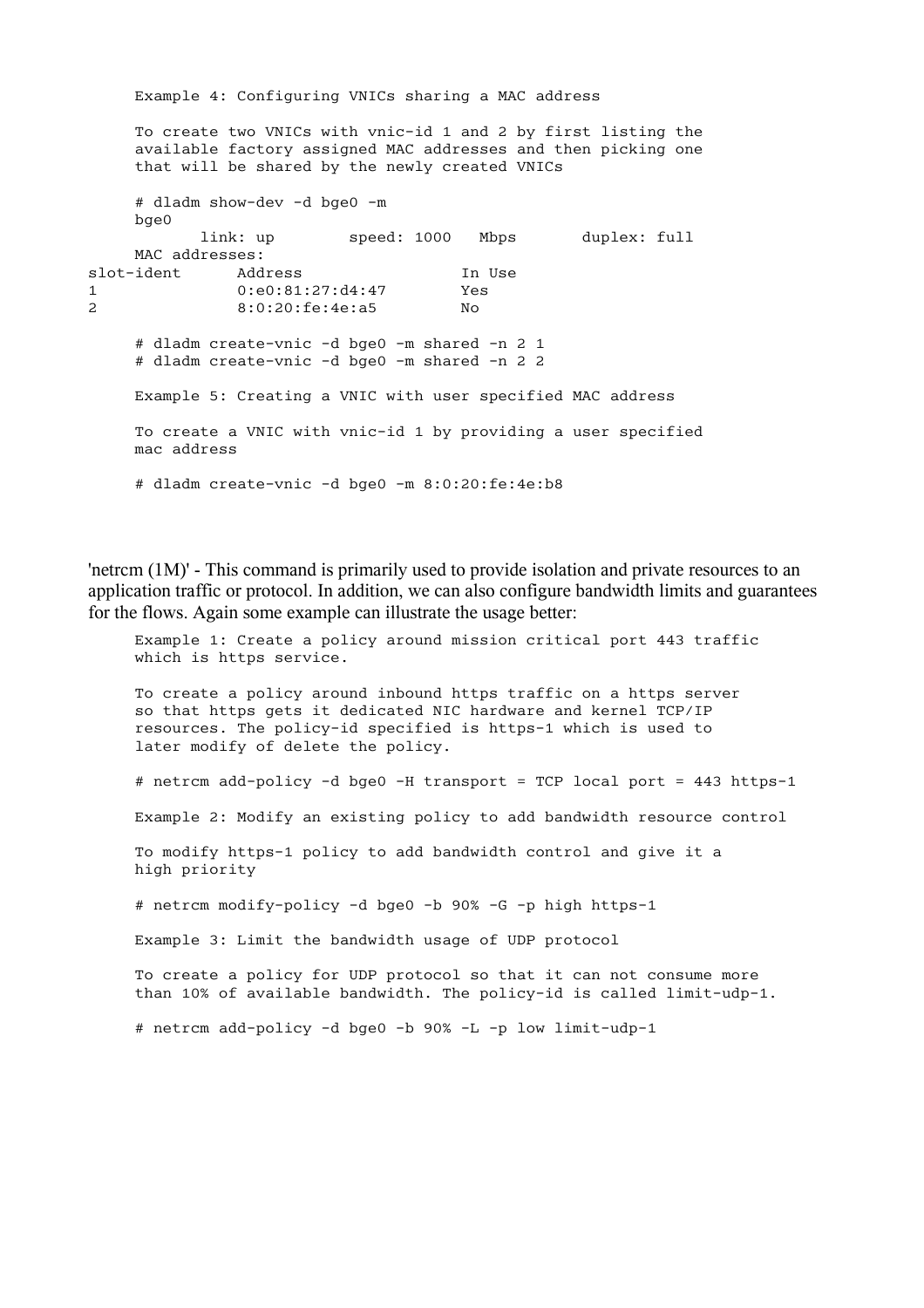```
     Example 4: Configuring VNICs sharing a MAC address

     To create two VNICs with vnic-id 1 and 2 by first listing the
     available factory assigned MAC addresses and then picking one
     that will be shared by the newly created VNICs

     # dladm show-dev -d bge0 -m
     bge0
            link: up        speed: 1000   Mbps       duplex: full
     MAC addresses:
slot-ident      Address                 In Use
1               0:e0:81:27:d4:47        Yes
2               8:0:20:fe:4e:a5         No

     # dladm create-vnic -d bge0 -m shared -n 2 1
     # dladm create-vnic -d bge0 -m shared -n 2 2

     Example 5: Creating a VNIC with user specified MAC address

     To create a VNIC with vnic-id 1 by providing a user specified
     mac address

     # dladm create-vnic -d bge0 -m 8:0:20:fe:4e:b8
```

'netrcm (1M)' - This command is primarily used to provide isolation and private resources to an application traffic or protocol. In addition, we can also configure bandwidth limits and guarantees for the flows. Again some example can illustrate the usage better:

```
     Example 1: Create a policy around mission critical port 443 traffic
     which is https service.

     To create a policy around inbound https traffic on a https server
     so that https gets it dedicated NIC hardware and kernel TCP/IP
     resources. The policy-id specified is https-1 which is used to
     later modify of delete the policy.

     # netrcm add-policy -d bge0 -H transport = TCP local port = 443 https-1

     Example 2: Modify an existing policy to add bandwidth resource control

     To modify https-1 policy to add bandwidth control and give it a
     high priority

     # netrcm modify-policy -d bge0 -b 90% -G -p high https-1

     Example 3: Limit the bandwidth usage of UDP protocol

     To create a policy for UDP protocol so that it can not consume more
     than 10% of available bandwidth. The policy-id is called limit-udp-1.

     # netrcm add-policy -d bge0 -b 90% -L -p low limit-udp-1
```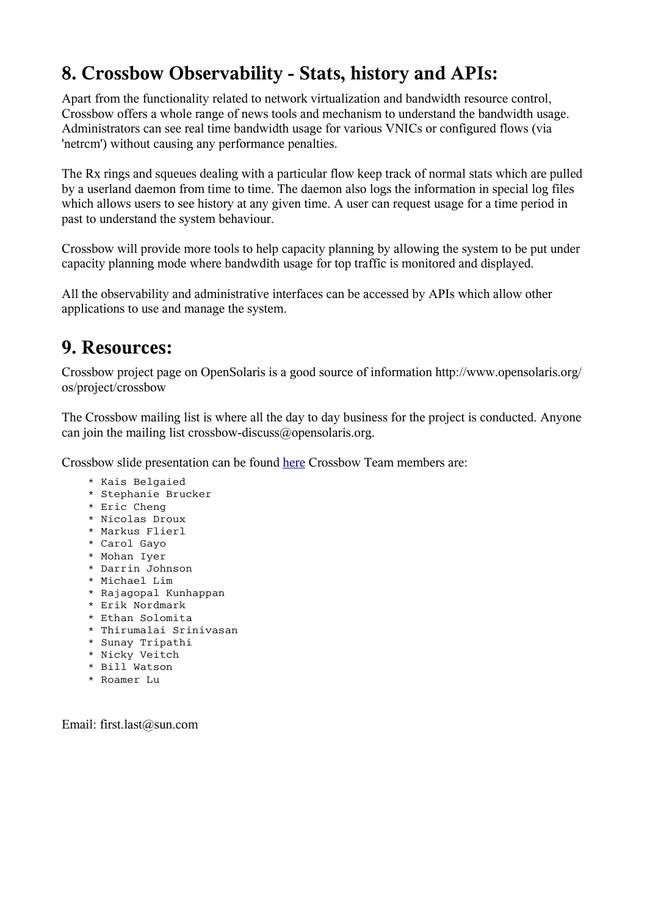## 8. Crossbow Observability - Stats, history and APIs:

Apart from the functionality related to network virtualization and bandwidth resource control, Crossbow offers a whole range of news tools and mechanism to understand the bandwidth usage. Administrators can see real time bandwidth usage for various VNICs or configured flows (via 'netrcm') without causing any performance penalties.

The Rx rings and squeues dealing with a particular flow keep track of normal stats which are pulled by a userland daemon from time to time. The daemon also logs the information in special log files which allows users to see history at any given time. A user can request usage for a time period in past to understand the system behaviour.

Crossbow will provide more tools to help capacity planning by allowing the system to be put under capacity planning mode where bandwdith usage for top traffic is monitored and displayed.

All the observability and administrative interfaces can be accessed by APIs which allow other applications to use and manage the system.

## 9. Resources:

Crossbow project page on OpenSolaris is a good source of information http://www.opensolaris.org/os/project/crossbow

The Crossbow mailing list is where all the day to day business for the project is conducted. Anyone can join the mailing list crossbow-discuss@opensolaris.org.

Crossbow slide presentation can be found [here] Crossbow Team members are:

```
* Kais Belgaied
* Stephanie Brucker
* Eric Cheng
* Nicolas Droux
* Markus Flierl
* Carol Gayo
* Mohan Iyer
* Darrin Johnson
* Michael Lim
* Rajagopal Kunhappan
* Erik Nordmark
* Ethan Solomita
* Thirumalai Srinivasan
* Sunay Tripathi
* Nicky Veitch
* Bill Watson
* Roamer Lu
```

Email: first.last@sun.com